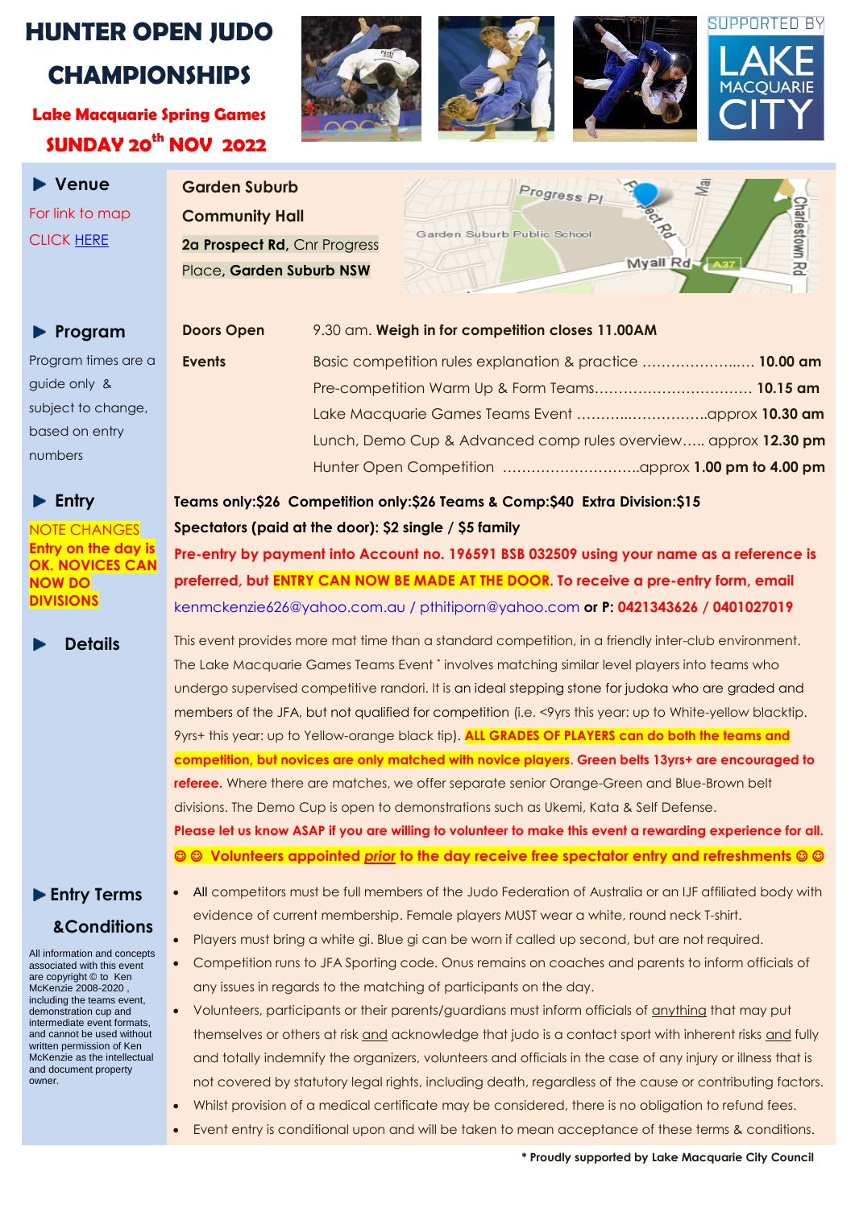# HUNTER OPEN JUDO CHAMPIONSHIPS

**Lake Macquarie Spring Games**

**SUNDAY 20th NOV 2022**

SUPPORTED BY LAKE MACQUARIE CITY

## ▶ Venue

For link to map CLICK HERE

**Garden Suburb Community Hall**
**2a Prospect Rd,** Cnr Progress Place**, Garden Suburb NSW**

## ▶ Program

Program times are a guide only & subject to change, based on entry numbers

| | |
|---|---|
| **Doors Open** | 9.30 am. **Weigh in for competition closes 11.00AM** |
| **Events** | Basic competition rules explanation & practice ........................ **10.00 am** |
| | Pre-competition Warm Up & Form Teams.................................. **10.15 am** |
| | Lake Macquarie Games Teams Event ...............................approx **10.30 am** |
| | Lunch, Demo Cup & Advanced comp rules overview..... approx **12.30 pm** |
| | Hunter Open Competition ..............................approx **1.00 pm to 4.00 pm** |

## ▶ Entry

**NOTE CHANGES**
**Entry on the day is OK. NOVICES CAN NOW DO DIVISIONS**

**Teams only:$26 Competition only:$26 Teams & Comp:$40 Extra Division:$15**

**Spectators (paid at the door): $2 single / $5 family**

**Pre-entry by payment into Account no. 196591 BSB 032509 using your name as a reference is preferred, but ENTRY CAN NOW BE MADE AT THE DOOR. To receive a pre-entry form, email** kenmckenzie626@yahoo.com.au / pthitiporn@yahoo.com **or P: 0421343626 / 0401027019**

## ▶ Details

This event provides more mat time than a standard competition, in a friendly inter-club environment. The Lake Macquarie Games Teams Event * involves matching similar level players into teams who undergo supervised competitive randori. It is an ideal stepping stone for judoka who are graded and members of the JFA, but not qualified for competition (i.e. <9yrs this year: up to White-yellow blacktip. 9yrs+ this year: up to Yellow-orange black tip). **ALL GRADES OF PLAYERS can do both the teams and competition, but novices are only matched with novice players**. **Green belts 13yrs+ are encouraged to referee.** Where there are matches, we offer separate senior Orange-Green and Blue-Brown belt divisions. The Demo Cup is open to demonstrations such as Ukemi, Kata & Self Defense.

**Please let us know ASAP if you are willing to volunteer to make this event a rewarding experience for all.**

**☺☺ Volunteers appointed *prior* to the day receive free spectator entry and refreshments ☺☺**

## ▶ Entry Terms &Conditions

All information and concepts associated with this event are copyright © to Ken McKenzie 2008-2020 , including the teams event, demonstration cup and intermediate event formats, and cannot be used without written permission of Ken McKenzie as the intellectual and document property owner.

- All competitors must be full members of the Judo Federation of Australia or an IJF affiliated body with evidence of current membership. Female players MUST wear a white, round neck T-shirt.
- Players must bring a white gi. Blue gi can be worn if called up second, but are not required.
- Competition runs to JFA Sporting code. Onus remains on coaches and parents to inform officials of any issues in regards to the matching of participants on the day.
- Volunteers, participants or their parents/guardians must inform officials of anything that may put themselves or others at risk and acknowledge that judo is a contact sport with inherent risks and fully and totally indemnify the organizers, volunteers and officials in the case of any injury or illness that is not covered by statutory legal rights, including death, regardless of the cause or contributing factors.
- Whilst provision of a medical certificate may be considered, there is no obligation to refund fees.
- Event entry is conditional upon and will be taken to mean acceptance of these terms & conditions.

**\* Proudly supported by Lake Macquarie City Council**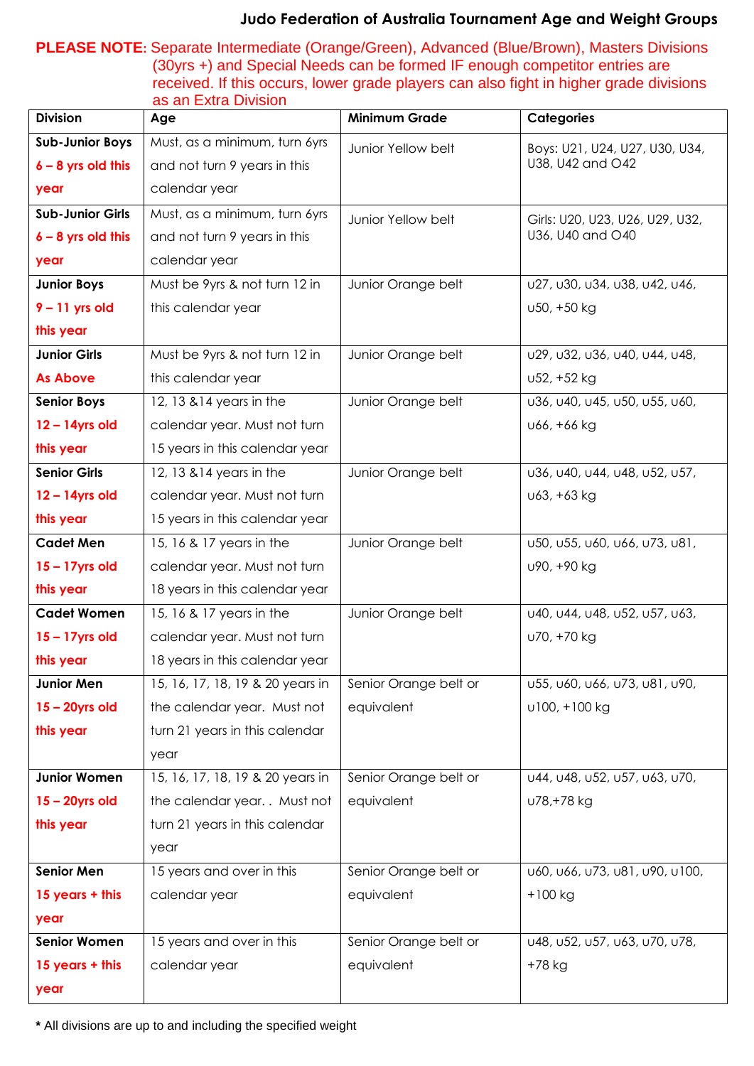# Judo Federation of Australia Tournament Age and Weight Groups

**PLEASE NOTE:** Separate Intermediate (Orange/Green), Advanced (Blue/Brown), Masters Divisions (30yrs +) and Special Needs can be formed IF enough competitor entries are received. If this occurs, lower grade players can also fight in higher grade divisions as an Extra Division

| Division | Age | Minimum Grade | Categories |
|---|---|---|---|
| **Sub-Junior Boys** **6 – 8 yrs old this year** | Must, as a minimum, turn 6yrs and not turn 9 years in this calendar year | Junior Yellow belt | Boys: U21, U24, U27, U30, U34, U38, U42 and O42 |
| **Sub-Junior Girls** **6 – 8 yrs old this year** | Must, as a minimum, turn 6yrs and not turn 9 years in this calendar year | Junior Yellow belt | Girls: U20, U23, U26, U29, U32, U36, U40 and O40 |
| **Junior Boys** **9 – 11 yrs old this year** | Must be 9yrs & not turn 12 in this calendar year | Junior Orange belt | u27, u30, u34, u38, u42, u46, u50, +50 kg |
| **Junior Girls** **As Above** | Must be 9yrs & not turn 12 in this calendar year | Junior Orange belt | u29, u32, u36, u40, u44, u48, u52, +52 kg |
| **Senior Boys** **12 – 14yrs old this year** | 12, 13 &14 years in the calendar year. Must not turn 15 years in this calendar year | Junior Orange belt | u36, u40, u45, u50, u55, u60, u66, +66 kg |
| **Senior Girls** **12 – 14yrs old this year** | 12, 13 &14 years in the calendar year. Must not turn 15 years in this calendar year | Junior Orange belt | u36, u40, u44, u48, u52, u57, u63, +63 kg |
| **Cadet Men** **15 – 17yrs old this year** | 15, 16 & 17 years in the calendar year. Must not turn 18 years in this calendar year | Junior Orange belt | u50, u55, u60, u66, u73, u81, u90, +90 kg |
| **Cadet Women** **15 – 17yrs old this year** | 15, 16 & 17 years in the calendar year. Must not turn 18 years in this calendar year | Junior Orange belt | u40, u44, u48, u52, u57, u63, u70, +70 kg |
| **Junior Men** **15 – 20yrs old this year** | 15, 16, 17, 18, 19 & 20 years in the calendar year. Must not turn 21 years in this calendar year | Senior Orange belt or equivalent | u55, u60, u66, u73, u81, u90, u100, +100 kg |
| **Junior Women** **15 – 20yrs old this year** | 15, 16, 17, 18, 19 & 20 years in the calendar year. . Must not turn 21 years in this calendar year | Senior Orange belt or equivalent | u44, u48, u52, u57, u63, u70, u78,+78 kg |
| **Senior Men** **15 years + this year** | 15 years and over in this calendar year | Senior Orange belt or equivalent | u60, u66, u73, u81, u90, u100, +100 kg |
| **Senior Women** **15 years + this year** | 15 years and over in this calendar year | Senior Orange belt or equivalent | u48, u52, u57, u63, u70, u78, +78 kg |

**\*** All divisions are up to and including the specified weight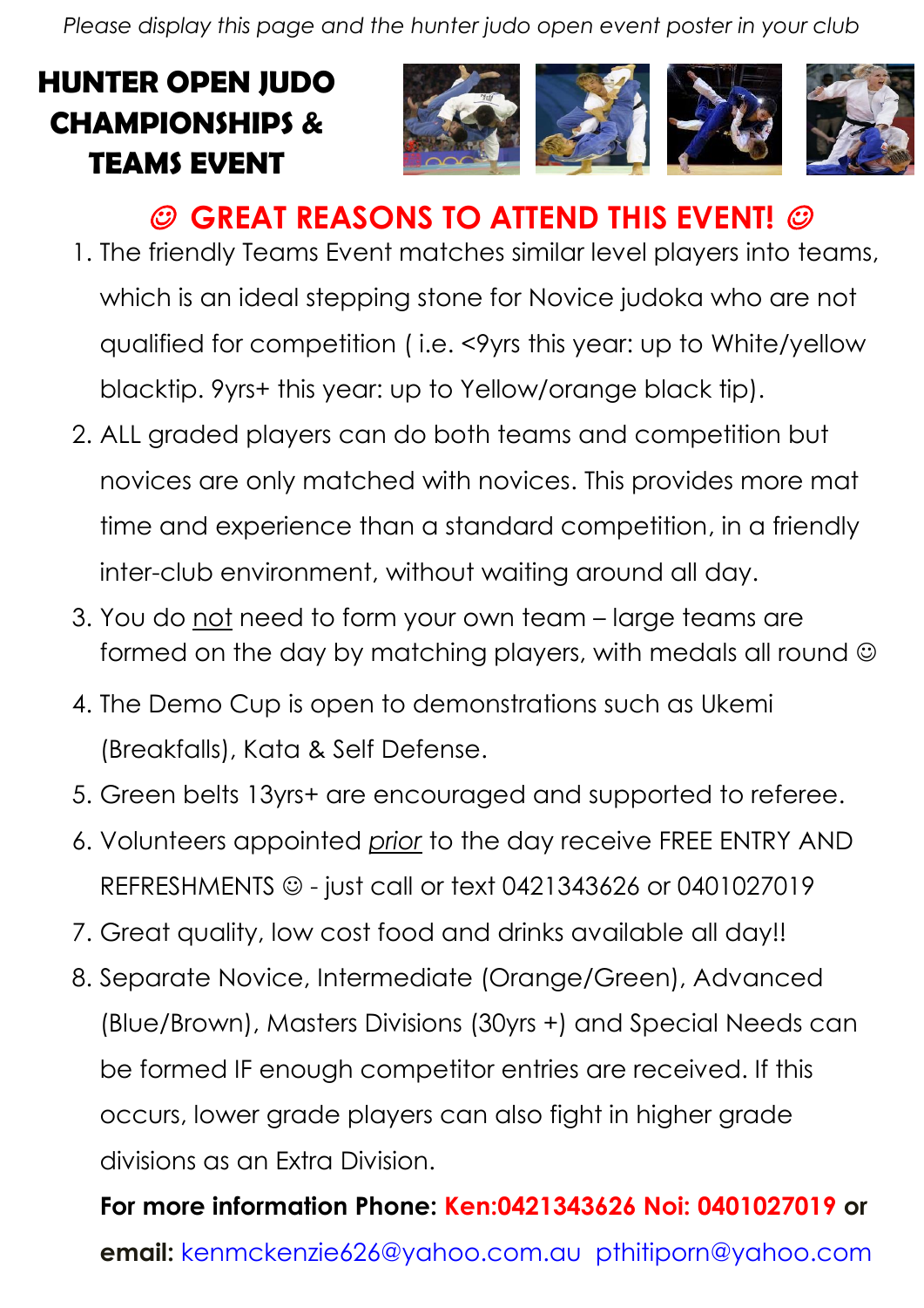*Please display this page and the hunter judo open event poster in your club*

# HUNTER OPEN JUDO CHAMPIONSHIPS & TEAMS EVENT

## ☺ GREAT REASONS TO ATTEND THIS EVENT! ☺

1. The friendly Teams Event matches similar level players into teams, which is an ideal stepping stone for Novice judoka who are not qualified for competition ( i.e. <9yrs this year: up to White/yellow blacktip. 9yrs+ this year: up to Yellow/orange black tip).
2. ALL graded players can do both teams and competition but novices are only matched with novices. This provides more mat time and experience than a standard competition, in a friendly inter-club environment, without waiting around all day.
3. You do not need to form your own team – large teams are formed on the day by matching players, with medals all round ☺
4. The Demo Cup is open to demonstrations such as Ukemi (Breakfalls), Kata & Self Defense.
5. Green belts 13yrs+ are encouraged and supported to referee.
6. Volunteers appointed *prior* to the day receive FREE ENTRY AND REFRESHMENTS ☺ - just call or text 0421343626 or 0401027019
7. Great quality, low cost food and drinks available all day!!
8. Separate Novice, Intermediate (Orange/Green), Advanced (Blue/Brown), Masters Divisions (30yrs +) and Special Needs can be formed IF enough competitor entries are received. If this occurs, lower grade players can also fight in higher grade divisions as an Extra Division.

**For more information Phone: Ken:0421343626 Noi: 0401027019 or email:** kenmckenzie626@yahoo.com.au pthitiporn@yahoo.com